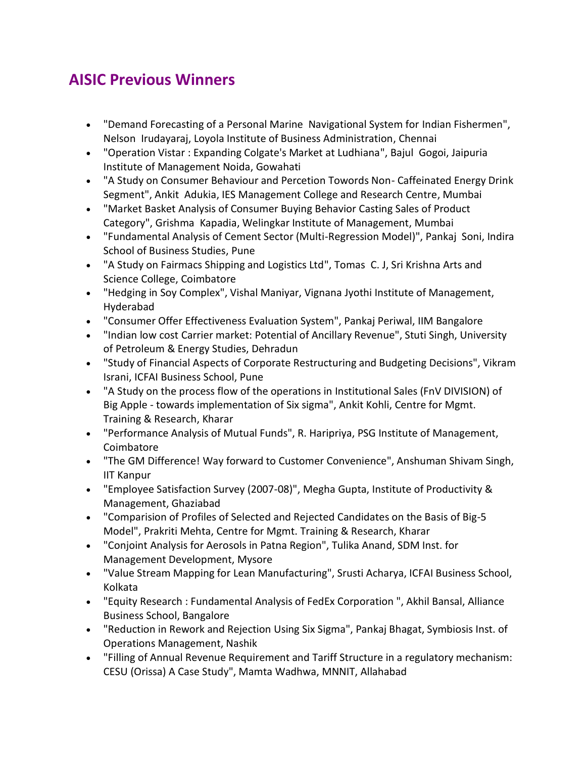## AISIC Previous Winners

- "Demand Forecasting of a Personal Marine Navigational System for Indian Fishermen", Nelson Irudayaraj, Loyola Institute of Business Administration, Chennai
- "Operation Vistar : Expanding Colgate's Market at Ludhiana", Bajul Gogoi, Jaipuria Institute of Management Noida, Gowahati
- "A Study on Consumer Behaviour and Percetion Towords Non- Caffeinated Energy Drink Segment", Ankit Adukia, IES Management College and Research Centre, Mumbai
- "Market Basket Analysis of Consumer Buying Behavior Casting Sales of Product Category", Grishma Kapadia, Welingkar Institute of Management, Mumbai
- "Fundamental Analysis of Cement Sector (Multi-Regression Model)", Pankaj Soni, Indira School of Business Studies, Pune
- "A Study on Fairmacs Shipping and Logistics Ltd", Tomas C. J, Sri Krishna Arts and Science College, Coimbatore
- "Hedging in Soy Complex", Vishal Maniyar, Vignana Jyothi Institute of Management, Hyderabad
- "Consumer Offer Effectiveness Evaluation System", Pankaj Periwal, IIM Bangalore
- "Indian low cost Carrier market: Potential of Ancillary Revenue", Stuti Singh, University of Petroleum & Energy Studies, Dehradun
- "Study of Financial Aspects of Corporate Restructuring and Budgeting Decisions", Vikram Israni, ICFAI Business School, Pune
- "A Study on the process flow of the operations in Institutional Sales (FnV DIVISION) of Big Apple - towards implementation of Six sigma", Ankit Kohli, Centre for Mgmt. Training & Research, Kharar
- "Performance Analysis of Mutual Funds", R. Haripriya, PSG Institute of Management, Coimbatore
- "The GM Difference! Way forward to Customer Convenience", Anshuman Shivam Singh, IIT Kanpur
- "Employee Satisfaction Survey (2007-08)", Megha Gupta, Institute of Productivity & Management, Ghaziabad
- "Comparision of Profiles of Selected and Rejected Candidates on the Basis of Big-5 Model", Prakriti Mehta, Centre for Mgmt. Training & Research, Kharar
- "Conjoint Analysis for Aerosols in Patna Region", Tulika Anand, SDM Inst. for Management Development, Mysore
- "Value Stream Mapping for Lean Manufacturing", Srusti Acharya, ICFAI Business School, Kolkata
- "Equity Research : Fundamental Analysis of FedEx Corporation ", Akhil Bansal, Alliance Business School, Bangalore
- "Reduction in Rework and Rejection Using Six Sigma", Pankaj Bhagat, Symbiosis Inst. of Operations Management, Nashik
- "Filling of Annual Revenue Requirement and Tariff Structure in a regulatory mechanism: CESU (Orissa) A Case Study", Mamta Wadhwa, MNNIT, Allahabad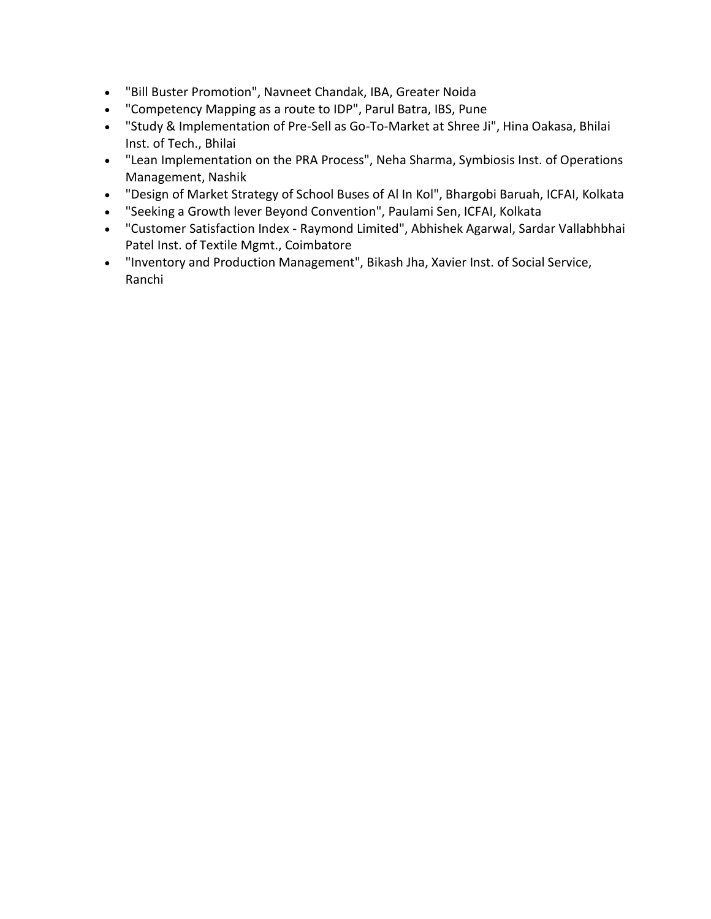- "Bill Buster Promotion", Navneet Chandak, IBA, Greater Noida
- "Competency Mapping as a route to IDP", Parul Batra, IBS, Pune
- "Study & Implementation of Pre-Sell as Go-To-Market at Shree Ji", Hina Oakasa, Bhilai Inst. of Tech., Bhilai
- "Lean Implementation on the PRA Process", Neha Sharma, Symbiosis Inst. of Operations Management, Nashik
- "Design of Market Strategy of School Buses of Al In Kol", Bhargobi Baruah, ICFAI, Kolkata
- "Seeking a Growth lever Beyond Convention", Paulami Sen, ICFAI, Kolkata
- "Customer Satisfaction Index - Raymond Limited", Abhishek Agarwal, Sardar Vallabhbhai Patel Inst. of Textile Mgmt., Coimbatore
- "Inventory and Production Management", Bikash Jha, Xavier Inst. of Social Service, Ranchi